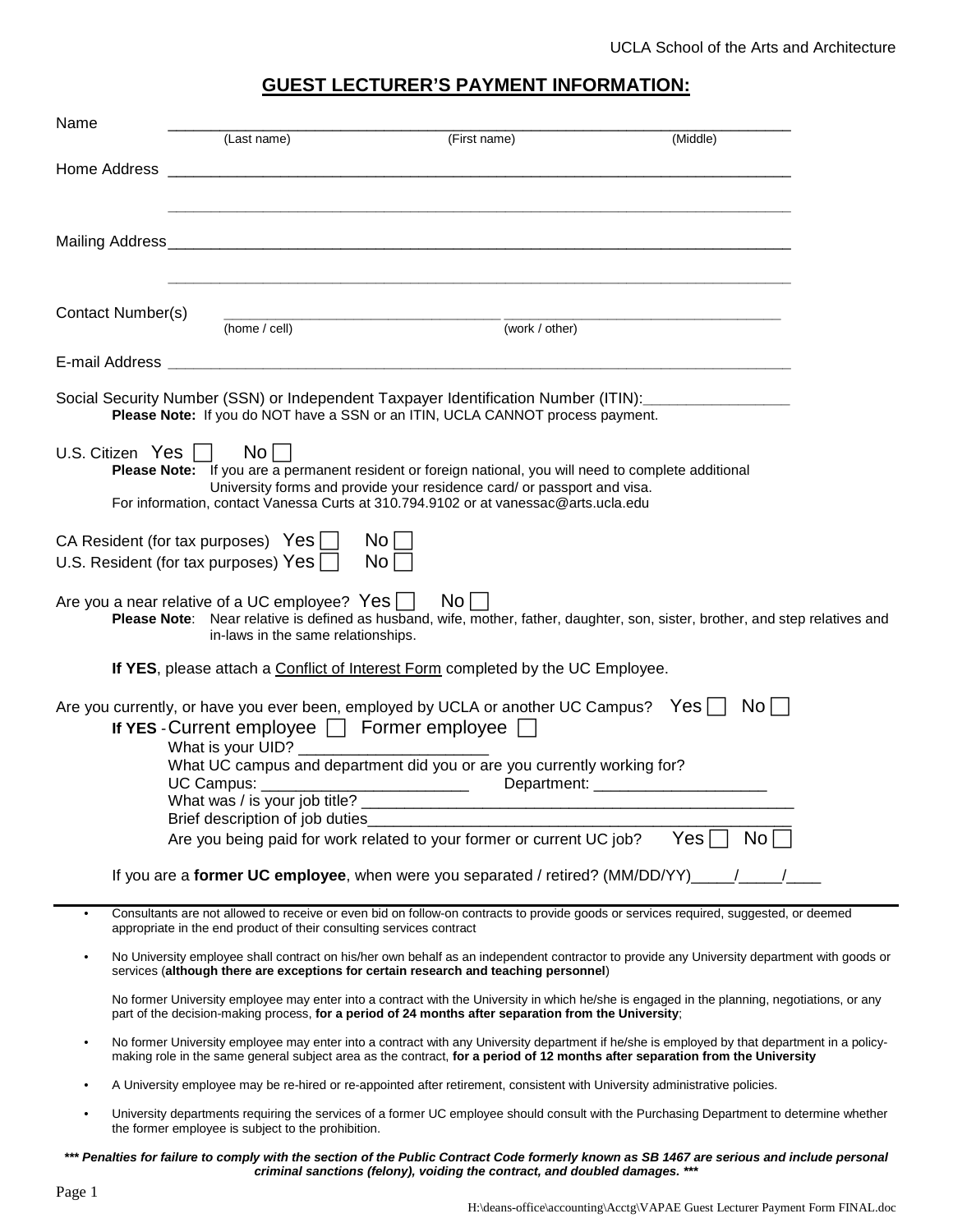UCLA School of the Arts and Architecture

# GUEST LECTURER'S PAYMENT INFORMATION:

Name ____________________________________________________________________
(Last name) (First name) (Middle)

Home Address ____________________________________________________________________

____________________________________________________________________

Mailing Address____________________________________________________________________

____________________________________________________________________

Contact Number(s) ______________________________ ______________________________
(home / cell) (work / other)

E-mail Address ____________________________________________________________________

Social Security Number (SSN) or Independent Taxpayer Identification Number (ITIN):_________________
**Please Note:** If you do NOT have a SSN or an ITIN, UCLA CANNOT process payment.

U.S. Citizen Yes ☐ No ☐
**Please Note:** If you are a permanent resident or foreign national, you will need to complete additional University forms and provide your residence card/ or passport and visa.
For information, contact Vanessa Curts at 310.794.9102 or at vanessac@arts.ucla.edu

CA Resident (for tax purposes) Yes ☐ No ☐
U.S. Resident (for tax purposes) Yes ☐ No ☐

Are you a near relative of a UC employee? Yes ☐ No ☐
**Please Note**: Near relative is defined as husband, wife, mother, father, daughter, son, sister, brother, and step relatives and in-laws in the same relationships.

**If YES**, please attach a Conflict of Interest Form completed by the UC Employee.

Are you currently, or have you ever been, employed by UCLA or another UC Campus? Yes ☐ No ☐
**If YES** - Current employee ☐ Former employee ☐
What is your UID? _____________________
What UC campus and department did you or are you currently working for?
UC Campus: ________________________ Department: ____________________
What was / is your job title? __________________________________________________
Brief description of job duties__________________________________________________
Are you being paid for work related to your former or current UC job? Yes ☐ No ☐

If you are a **former UC employee**, when were you separated / retired? (MM/DD/YY)_____/_____/____

---

- Consultants are not allowed to receive or even bid on follow-on contracts to provide goods or services required, suggested, or deemed appropriate in the end product of their consulting services contract
- No University employee shall contract on his/her own behalf as an independent contractor to provide any University department with goods or services (**although there are exceptions for certain research and teaching personnel**)

  No former University employee may enter into a contract with the University in which he/she is engaged in the planning, negotiations, or any part of the decision-making process, **for a period of 24 months after separation from the University**;
- No former University employee may enter into a contract with any University department if he/she is employed by that department in a policy-making role in the same general subject area as the contract, **for a period of 12 months after separation from the University**
- A University employee may be re-hired or re-appointed after retirement, consistent with University administrative policies.
- University departments requiring the services of a former UC employee should consult with the Purchasing Department to determine whether the former employee is subject to the prohibition.

***\*\*\* Penalties for failure to comply with the section of the Public Contract Code formerly known as SB 1467 are serious and include personal criminal sanctions (felony), voiding the contract, and doubled damages. \*\*\****

H:\deans-office\accounting\Acctg\VAPAE Guest Lecturer Payment Form FINAL.doc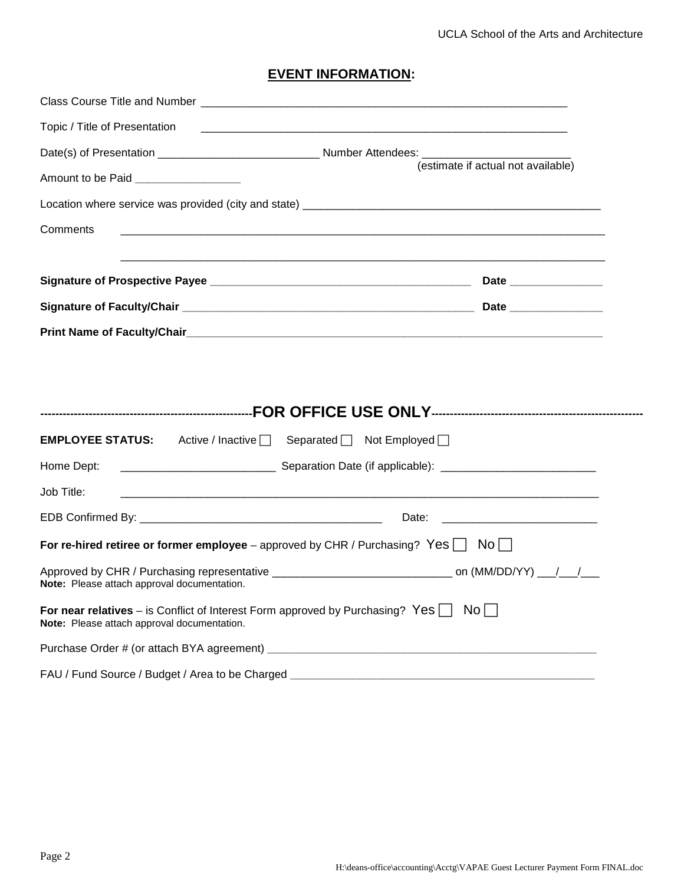## **EVENT INFORMATION:**

Class Course Title and Number ____________________________________________________________

Topic / Title of Presentation ____________________________________________________________

Date(s) of Presentation __________________________ Number Attendees: ________________________
(estimate if actual not available)

Amount to be Paid _________________

Location where service was provided (city and state) ________________________________________________

Comments ________________________________________________________________________________

________________________________________________________________________________

**Signature of Prospective Payee** ___________________________________________ **Date** _______________

**Signature of Faculty/Chair** _______________________________________________ **Date** _______________

**Print Name of Faculty/Chair**______________________________________________________________________

---------------------------------------------------------**FOR OFFICE USE ONLY**---------------------------------------------------------

**EMPLOYEE STATUS:** Active / Inactive ☐ Separated ☐ Not Employed ☐

Home Dept: _________________________ Separation Date (if applicable): _________________________

Job Title: ______________________________________________________________________________

EDB Confirmed By: _______________________________________ Date: _________________________

**For re-hired retiree or former employee** – approved by CHR / Purchasing? Yes ☐ No ☐

Approved by CHR / Purchasing representative ____________________________ on (MM/DD/YY) ___/___/___
**Note:** Please attach approval documentation.

**For near relatives** – is Conflict of Interest Form approved by Purchasing? Yes ☐ No ☐
**Note:** Please attach approval documentation.

Purchase Order # (or attach BYA agreement) ______________________________________________________

FAU / Fund Source / Budget / Area to be Charged ________________________________________________

H:\deans-office\accounting\Acctg\VAPAE Guest Lecturer Payment Form FINAL.doc